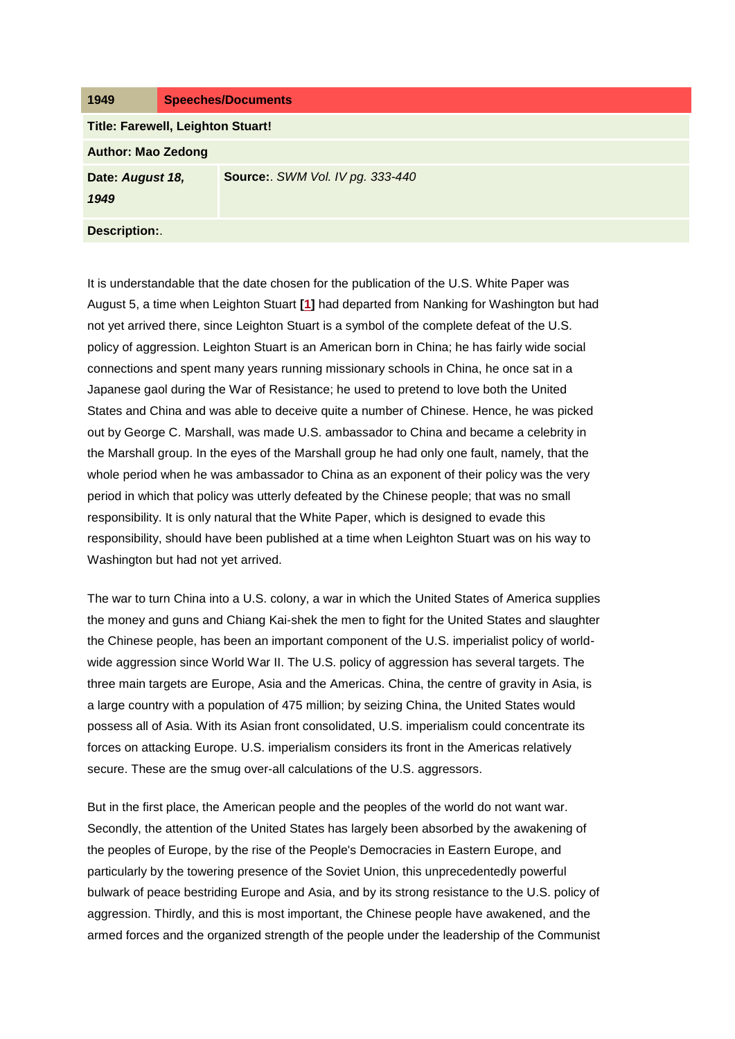| 1949 | Speeches/Documents |
| --- | --- |
| **Title: Farewell, Leighton Stuart!** | |
| **Author: Mao Zedong** | |
| **Date:** *August 18, 1949* | **Source:**. *SWM Vol. IV pg. 333-440* |
| **Description:**. | |

It is understandable that the date chosen for the publication of the U.S. White Paper was August 5, a time when Leighton Stuart **[1]** had departed from Nanking for Washington but had not yet arrived there, since Leighton Stuart is a symbol of the complete defeat of the U.S. policy of aggression. Leighton Stuart is an American born in China; he has fairly wide social connections and spent many years running missionary schools in China, he once sat in a Japanese gaol during the War of Resistance; he used to pretend to love both the United States and China and was able to deceive quite a number of Chinese. Hence, he was picked out by George C. Marshall, was made U.S. ambassador to China and became a celebrity in the Marshall group. In the eyes of the Marshall group he had only one fault, namely, that the whole period when he was ambassador to China as an exponent of their policy was the very period in which that policy was utterly defeated by the Chinese people; that was no small responsibility. It is only natural that the White Paper, which is designed to evade this responsibility, should have been published at a time when Leighton Stuart was on his way to Washington but had not yet arrived.

The war to turn China into a U.S. colony, a war in which the United States of America supplies the money and guns and Chiang Kai-shek the men to fight for the United States and slaughter the Chinese people, has been an important component of the U.S. imperialist policy of world-wide aggression since World War II. The U.S. policy of aggression has several targets. The three main targets are Europe, Asia and the Americas. China, the centre of gravity in Asia, is a large country with a population of 475 million; by seizing China, the United States would possess all of Asia. With its Asian front consolidated, U.S. imperialism could concentrate its forces on attacking Europe. U.S. imperialism considers its front in the Americas relatively secure. These are the smug over-all calculations of the U.S. aggressors.

But in the first place, the American people and the peoples of the world do not want war. Secondly, the attention of the United States has largely been absorbed by the awakening of the peoples of Europe, by the rise of the People's Democracies in Eastern Europe, and particularly by the towering presence of the Soviet Union, this unprecedentedly powerful bulwark of peace bestriding Europe and Asia, and by its strong resistance to the U.S. policy of aggression. Thirdly, and this is most important, the Chinese people have awakened, and the armed forces and the organized strength of the people under the leadership of the Communist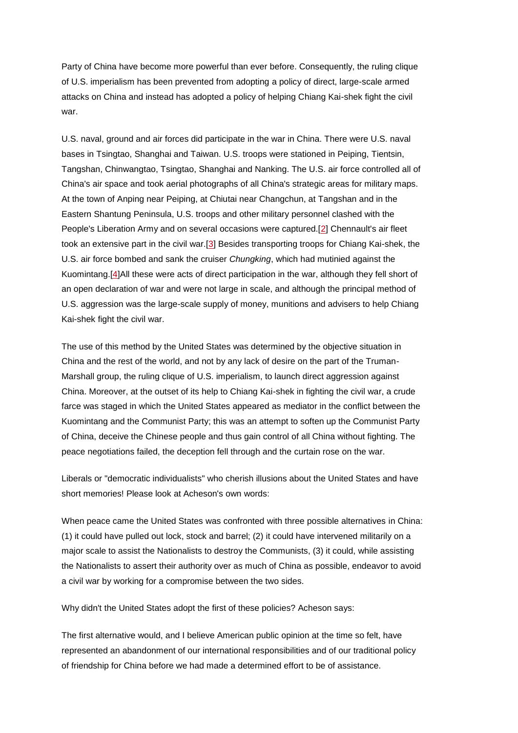Party of China have become more powerful than ever before. Consequently, the ruling clique of U.S. imperialism has been prevented from adopting a policy of direct, large-scale armed attacks on China and instead has adopted a policy of helping Chiang Kai-shek fight the civil war.

U.S. naval, ground and air forces did participate in the war in China. There were U.S. naval bases in Tsingtao, Shanghai and Taiwan. U.S. troops were stationed in Peiping, Tientsin, Tangshan, Chinwangtao, Tsingtao, Shanghai and Nanking. The U.S. air force controlled all of China's air space and took aerial photographs of all China's strategic areas for military maps. At the town of Anping near Peiping, at Chiutai near Changchun, at Tangshan and in the Eastern Shantung Peninsula, U.S. troops and other military personnel clashed with the People's Liberation Army and on several occasions were captured.[2] Chennault's air fleet took an extensive part in the civil war.[3] Besides transporting troops for Chiang Kai-shek, the U.S. air force bombed and sank the cruiser *Chungking*, which had mutinied against the Kuomintang.[4]All these were acts of direct participation in the war, although they fell short of an open declaration of war and were not large in scale, and although the principal method of U.S. aggression was the large-scale supply of money, munitions and advisers to help Chiang Kai-shek fight the civil war.

The use of this method by the United States was determined by the objective situation in China and the rest of the world, and not by any lack of desire on the part of the Truman-Marshall group, the ruling clique of U.S. imperialism, to launch direct aggression against China. Moreover, at the outset of its help to Chiang Kai-shek in fighting the civil war, a crude farce was staged in which the United States appeared as mediator in the conflict between the Kuomintang and the Communist Party; this was an attempt to soften up the Communist Party of China, deceive the Chinese people and thus gain control of all China without fighting. The peace negotiations failed, the deception fell through and the curtain rose on the war.

Liberals or "democratic individualists" who cherish illusions about the United States and have short memories! Please look at Acheson's own words:

When peace came the United States was confronted with three possible alternatives in China: (1) it could have pulled out lock, stock and barrel; (2) it could have intervened militarily on a major scale to assist the Nationalists to destroy the Communists, (3) it could, while assisting the Nationalists to assert their authority over as much of China as possible, endeavor to avoid a civil war by working for a compromise between the two sides.

Why didn't the United States adopt the first of these policies? Acheson says:

The first alternative would, and I believe American public opinion at the time so felt, have represented an abandonment of our international responsibilities and of our traditional policy of friendship for China before we had made a determined effort to be of assistance.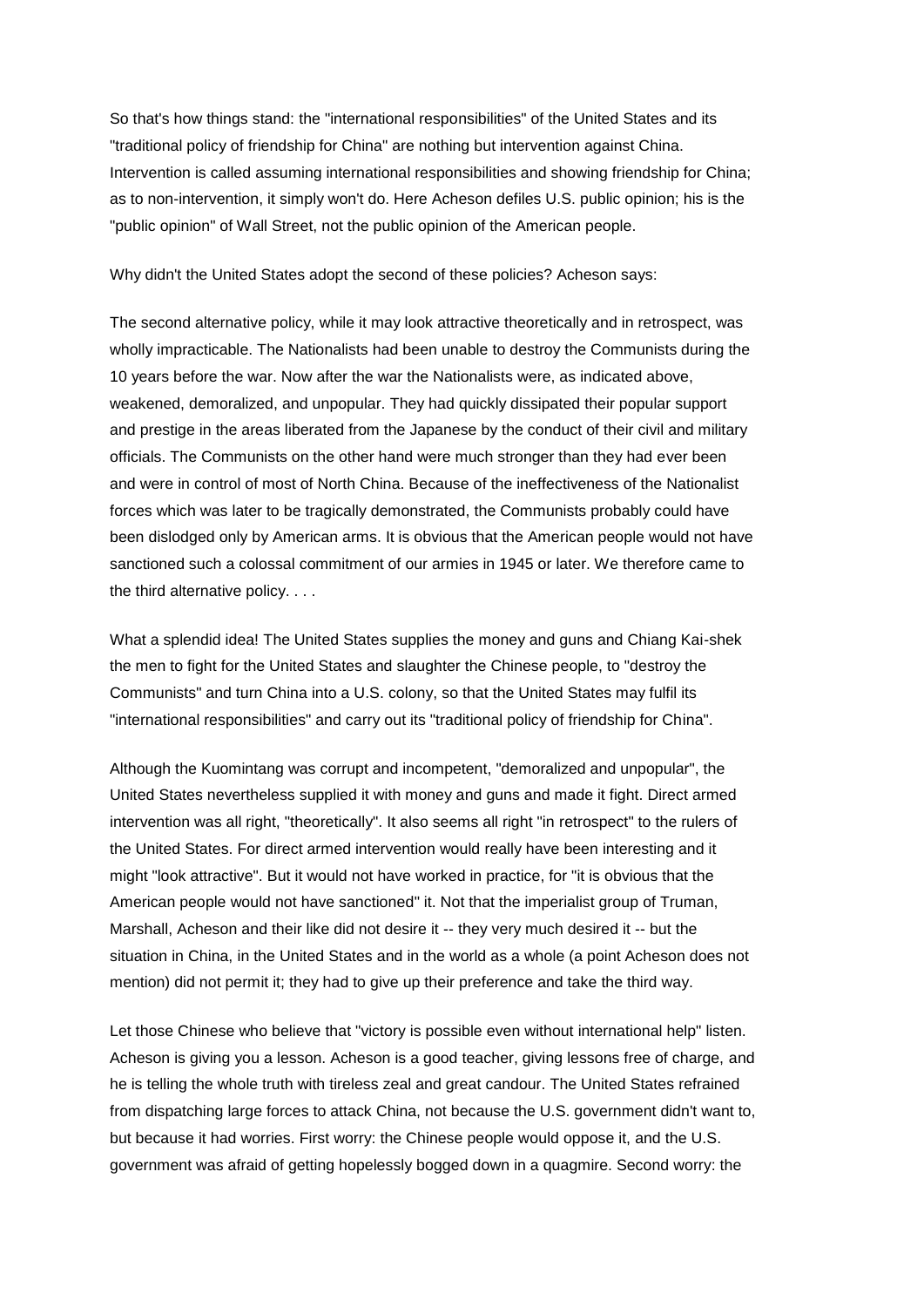So that's how things stand: the "international responsibilities" of the United States and its "traditional policy of friendship for China" are nothing but intervention against China. Intervention is called assuming international responsibilities and showing friendship for China; as to non-intervention, it simply won't do. Here Acheson defiles U.S. public opinion; his is the "public opinion" of Wall Street, not the public opinion of the American people.

Why didn't the United States adopt the second of these policies? Acheson says:

The second alternative policy, while it may look attractive theoretically and in retrospect, was wholly impracticable. The Nationalists had been unable to destroy the Communists during the 10 years before the war. Now after the war the Nationalists were, as indicated above, weakened, demoralized, and unpopular. They had quickly dissipated their popular support and prestige in the areas liberated from the Japanese by the conduct of their civil and military officials. The Communists on the other hand were much stronger than they had ever been and were in control of most of North China. Because of the ineffectiveness of the Nationalist forces which was later to be tragically demonstrated, the Communists probably could have been dislodged only by American arms. It is obvious that the American people would not have sanctioned such a colossal commitment of our armies in 1945 or later. We therefore came to the third alternative policy. . . .

What a splendid idea! The United States supplies the money and guns and Chiang Kai-shek the men to fight for the United States and slaughter the Chinese people, to "destroy the Communists" and turn China into a U.S. colony, so that the United States may fulfil its "international responsibilities" and carry out its "traditional policy of friendship for China".

Although the Kuomintang was corrupt and incompetent, "demoralized and unpopular", the United States nevertheless supplied it with money and guns and made it fight. Direct armed intervention was all right, "theoretically". It also seems all right "in retrospect" to the rulers of the United States. For direct armed intervention would really have been interesting and it might "look attractive". But it would not have worked in practice, for "it is obvious that the American people would not have sanctioned" it. Not that the imperialist group of Truman, Marshall, Acheson and their like did not desire it -- they very much desired it -- but the situation in China, in the United States and in the world as a whole (a point Acheson does not mention) did not permit it; they had to give up their preference and take the third way.

Let those Chinese who believe that "victory is possible even without international help" listen. Acheson is giving you a lesson. Acheson is a good teacher, giving lessons free of charge, and he is telling the whole truth with tireless zeal and great candour. The United States refrained from dispatching large forces to attack China, not because the U.S. government didn't want to, but because it had worries. First worry: the Chinese people would oppose it, and the U.S. government was afraid of getting hopelessly bogged down in a quagmire. Second worry: the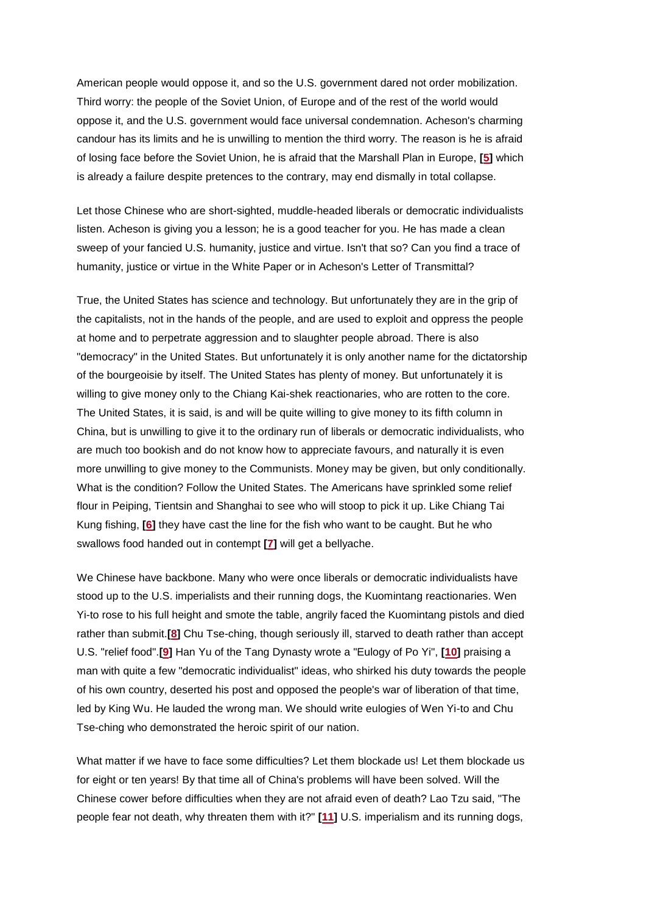American people would oppose it, and so the U.S. government dared not order mobilization. Third worry: the people of the Soviet Union, of Europe and of the rest of the world would oppose it, and the U.S. government would face universal condemnation. Acheson's charming candour has its limits and he is unwilling to mention the third worry. The reason is he is afraid of losing face before the Soviet Union, he is afraid that the Marshall Plan in Europe, [5] which is already a failure despite pretences to the contrary, may end dismally in total collapse.

Let those Chinese who are short-sighted, muddle-headed liberals or democratic individualists listen. Acheson is giving you a lesson; he is a good teacher for you. He has made a clean sweep of your fancied U.S. humanity, justice and virtue. Isn't that so? Can you find a trace of humanity, justice or virtue in the White Paper or in Acheson's Letter of Transmittal?

True, the United States has science and technology. But unfortunately they are in the grip of the capitalists, not in the hands of the people, and are used to exploit and oppress the people at home and to perpetrate aggression and to slaughter people abroad. There is also "democracy" in the United States. But unfortunately it is only another name for the dictatorship of the bourgeoisie by itself. The United States has plenty of money. But unfortunately it is willing to give money only to the Chiang Kai-shek reactionaries, who are rotten to the core. The United States, it is said, is and will be quite willing to give money to its fifth column in China, but is unwilling to give it to the ordinary run of liberals or democratic individualists, who are much too bookish and do not know how to appreciate favours, and naturally it is even more unwilling to give money to the Communists. Money may be given, but only conditionally. What is the condition? Follow the United States. The Americans have sprinkled some relief flour in Peiping, Tientsin and Shanghai to see who will stoop to pick it up. Like Chiang Tai Kung fishing, [6] they have cast the line for the fish who want to be caught. But he who swallows food handed out in contempt [7] will get a bellyache.

We Chinese have backbone. Many who were once liberals or democratic individualists have stood up to the U.S. imperialists and their running dogs, the Kuomintang reactionaries. Wen Yi-to rose to his full height and smote the table, angrily faced the Kuomintang pistols and died rather than submit.[8] Chu Tse-ching, though seriously ill, starved to death rather than accept U.S. "relief food".[9] Han Yu of the Tang Dynasty wrote a "Eulogy of Po Yi", [10] praising a man with quite a few "democratic individualist" ideas, who shirked his duty towards the people of his own country, deserted his post and opposed the people's war of liberation of that time, led by King Wu. He lauded the wrong man. We should write eulogies of Wen Yi-to and Chu Tse-ching who demonstrated the heroic spirit of our nation.

What matter if we have to face some difficulties? Let them blockade us! Let them blockade us for eight or ten years! By that time all of China's problems will have been solved. Will the Chinese cower before difficulties when they are not afraid even of death? Lao Tzu said, "The people fear not death, why threaten them with it?" [11] U.S. imperialism and its running dogs,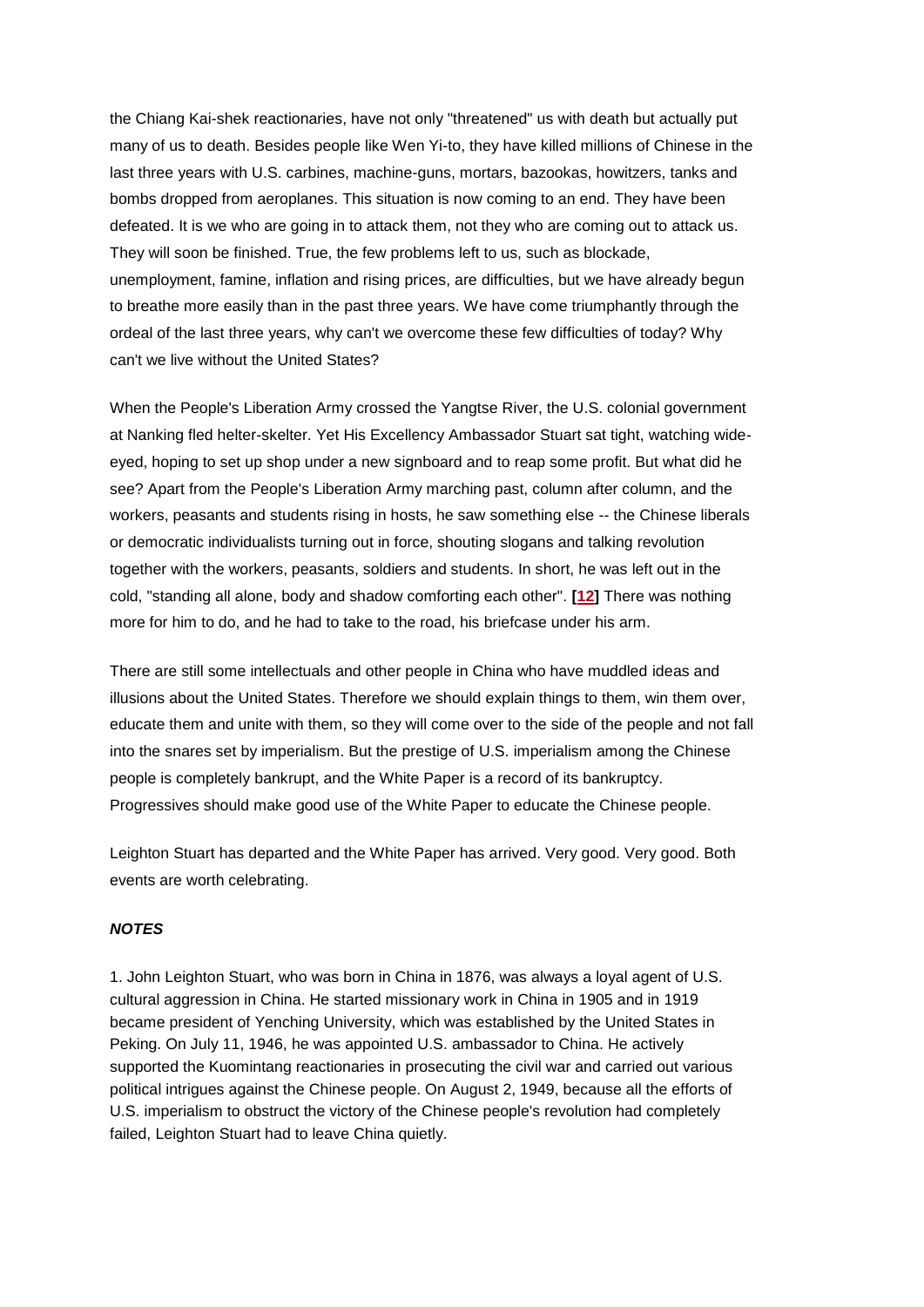the Chiang Kai-shek reactionaries, have not only "threatened" us with death but actually put many of us to death. Besides people like Wen Yi-to, they have killed millions of Chinese in the last three years with U.S. carbines, machine-guns, mortars, bazookas, howitzers, tanks and bombs dropped from aeroplanes. This situation is now coming to an end. They have been defeated. It is we who are going in to attack them, not they who are coming out to attack us. They will soon be finished. True, the few problems left to us, such as blockade, unemployment, famine, inflation and rising prices, are difficulties, but we have already begun to breathe more easily than in the past three years. We have come triumphantly through the ordeal of the last three years, why can't we overcome these few difficulties of today? Why can't we live without the United States?

When the People's Liberation Army crossed the Yangtse River, the U.S. colonial government at Nanking fled helter-skelter. Yet His Excellency Ambassador Stuart sat tight, watching wide-eyed, hoping to set up shop under a new signboard and to reap some profit. But what did he see? Apart from the People's Liberation Army marching past, column after column, and the workers, peasants and students rising in hosts, he saw something else -- the Chinese liberals or democratic individualists turning out in force, shouting slogans and talking revolution together with the workers, peasants, soldiers and students. In short, he was left out in the cold, "standing all alone, body and shadow comforting each other". **[12]** There was nothing more for him to do, and he had to take to the road, his briefcase under his arm.

There are still some intellectuals and other people in China who have muddled ideas and illusions about the United States. Therefore we should explain things to them, win them over, educate them and unite with them, so they will come over to the side of the people and not fall into the snares set by imperialism. But the prestige of U.S. imperialism among the Chinese people is completely bankrupt, and the White Paper is a record of its bankruptcy. Progressives should make good use of the White Paper to educate the Chinese people.

Leighton Stuart has departed and the White Paper has arrived. Very good. Very good. Both events are worth celebrating.

### ***NOTES***

1. John Leighton Stuart, who was born in China in 1876, was always a loyal agent of U.S. cultural aggression in China. He started missionary work in China in 1905 and in 1919 became president of Yenching University, which was established by the United States in Peking. On July 11, 1946, he was appointed U.S. ambassador to China. He actively supported the Kuomintang reactionaries in prosecuting the civil war and carried out various political intrigues against the Chinese people. On August 2, 1949, because all the efforts of U.S. imperialism to obstruct the victory of the Chinese people's revolution had completely failed, Leighton Stuart had to leave China quietly.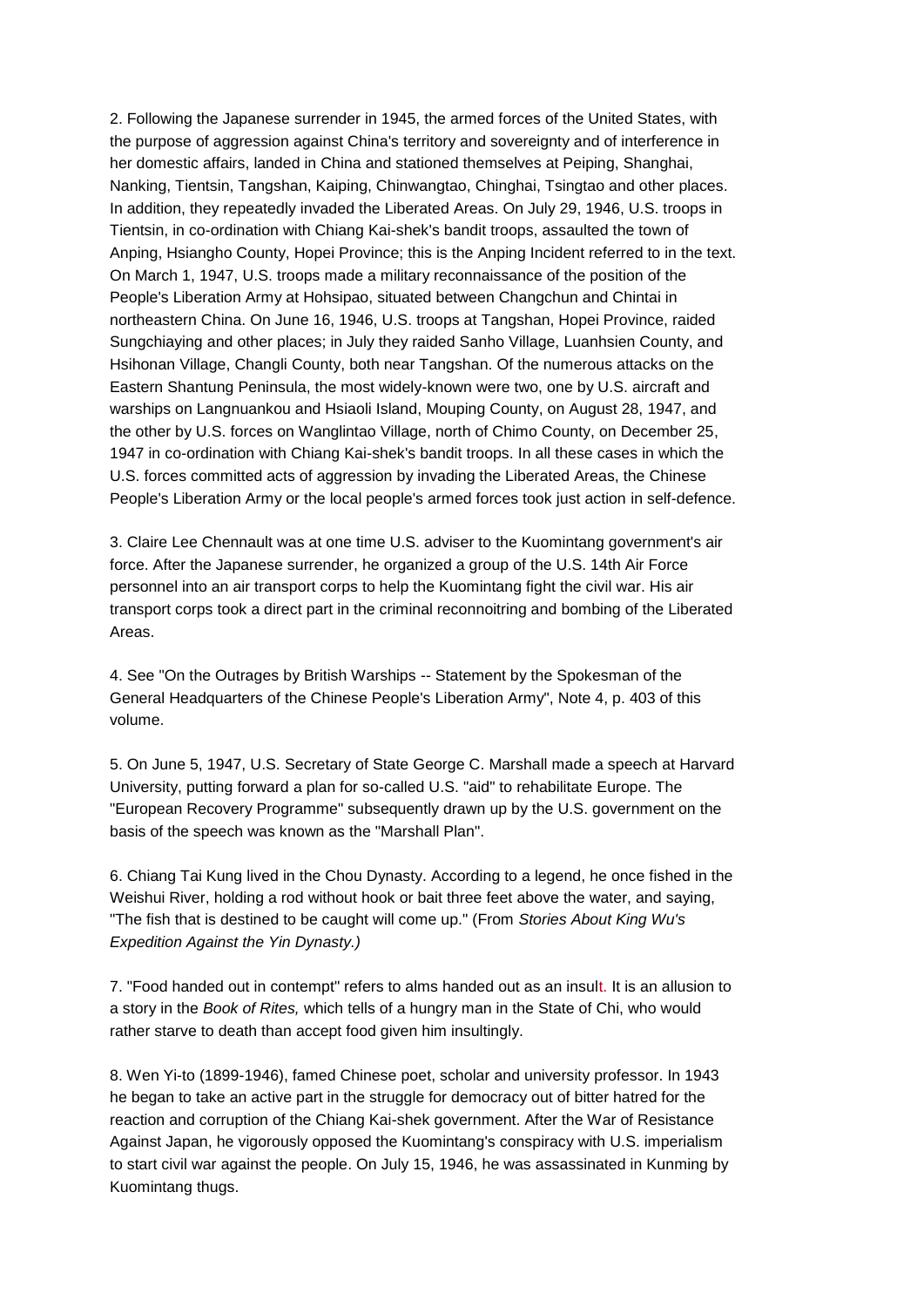2. Following the Japanese surrender in 1945, the armed forces of the United States, with the purpose of aggression against China's territory and sovereignty and of interference in her domestic affairs, landed in China and stationed themselves at Peiping, Shanghai, Nanking, Tientsin, Tangshan, Kaiping, Chinwangtao, Chinghai, Tsingtao and other places. In addition, they repeatedly invaded the Liberated Areas. On July 29, 1946, U.S. troops in Tientsin, in co-ordination with Chiang Kai-shek's bandit troops, assaulted the town of Anping, Hsiangho County, Hopei Province; this is the Anping Incident referred to in the text. On March 1, 1947, U.S. troops made a military reconnaissance of the position of the People's Liberation Army at Hohsipao, situated between Changchun and Chintai in northeastern China. On June 16, 1946, U.S. troops at Tangshan, Hopei Province, raided Sungchiaying and other places; in July they raided Sanho Village, Luanhsien County, and Hsihonan Village, Changli County, both near Tangshan. Of the numerous attacks on the Eastern Shantung Peninsula, the most widely-known were two, one by U.S. aircraft and warships on Langnuankou and Hsiaoli Island, Mouping County, on August 28, 1947, and the other by U.S. forces on Wanglintao Village, north of Chimo County, on December 25, 1947 in co-ordination with Chiang Kai-shek's bandit troops. In all these cases in which the U.S. forces committed acts of aggression by invading the Liberated Areas, the Chinese People's Liberation Army or the local people's armed forces took just action in self-defence.

3. Claire Lee Chennault was at one time U.S. adviser to the Kuomintang government's air force. After the Japanese surrender, he organized a group of the U.S. 14th Air Force personnel into an air transport corps to help the Kuomintang fight the civil war. His air transport corps took a direct part in the criminal reconnoitring and bombing of the Liberated Areas.

4. See "On the Outrages by British Warships -- Statement by the Spokesman of the General Headquarters of the Chinese People's Liberation Army", Note 4, p. 403 of this volume.

5. On June 5, 1947, U.S. Secretary of State George C. Marshall made a speech at Harvard University, putting forward a plan for so-called U.S. "aid" to rehabilitate Europe. The "European Recovery Programme" subsequently drawn up by the U.S. government on the basis of the speech was known as the "Marshall Plan".

6. Chiang Tai Kung lived in the Chou Dynasty. According to a legend, he once fished in the Weishui River, holding a rod without hook or bait three feet above the water, and saying, "The fish that is destined to be caught will come up." (From *Stories About King Wu's Expedition Against the Yin Dynasty.)*

7. "Food handed out in contempt" refers to alms handed out as an insult. It is an allusion to a story in the *Book of Rites,* which tells of a hungry man in the State of Chi, who would rather starve to death than accept food given him insultingly.

8. Wen Yi-to (1899-1946), famed Chinese poet, scholar and university professor. In 1943 he began to take an active part in the struggle for democracy out of bitter hatred for the reaction and corruption of the Chiang Kai-shek government. After the War of Resistance Against Japan, he vigorously opposed the Kuomintang's conspiracy with U.S. imperialism to start civil war against the people. On July 15, 1946, he was assassinated in Kunming by Kuomintang thugs.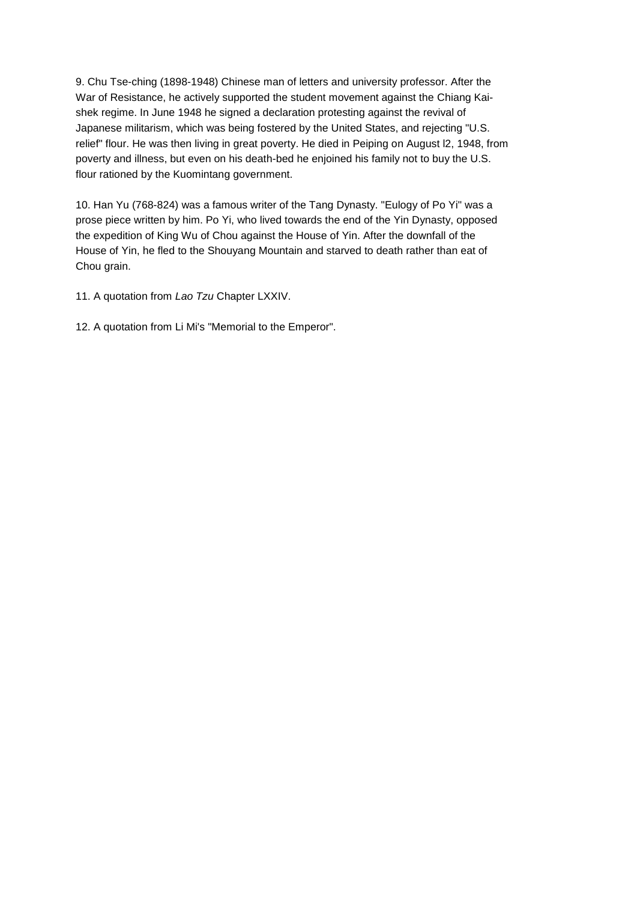9. Chu Tse-ching (1898-1948) Chinese man of letters and university professor. After the War of Resistance, he actively supported the student movement against the Chiang Kai-shek regime. In June 1948 he signed a declaration protesting against the revival of Japanese militarism, which was being fostered by the United States, and rejecting "U.S. relief" flour. He was then living in great poverty. He died in Peiping on August l2, 1948, from poverty and illness, but even on his death-bed he enjoined his family not to buy the U.S. flour rationed by the Kuomintang government.

10. Han Yu (768-824) was a famous writer of the Tang Dynasty. "Eulogy of Po Yi" was a prose piece written by him. Po Yi, who lived towards the end of the Yin Dynasty, opposed the expedition of King Wu of Chou against the House of Yin. After the downfall of the House of Yin, he fled to the Shouyang Mountain and starved to death rather than eat of Chou grain.

11. A quotation from *Lao Tzu* Chapter LXXIV.

12. A quotation from Li Mi's "Memorial to the Emperor".